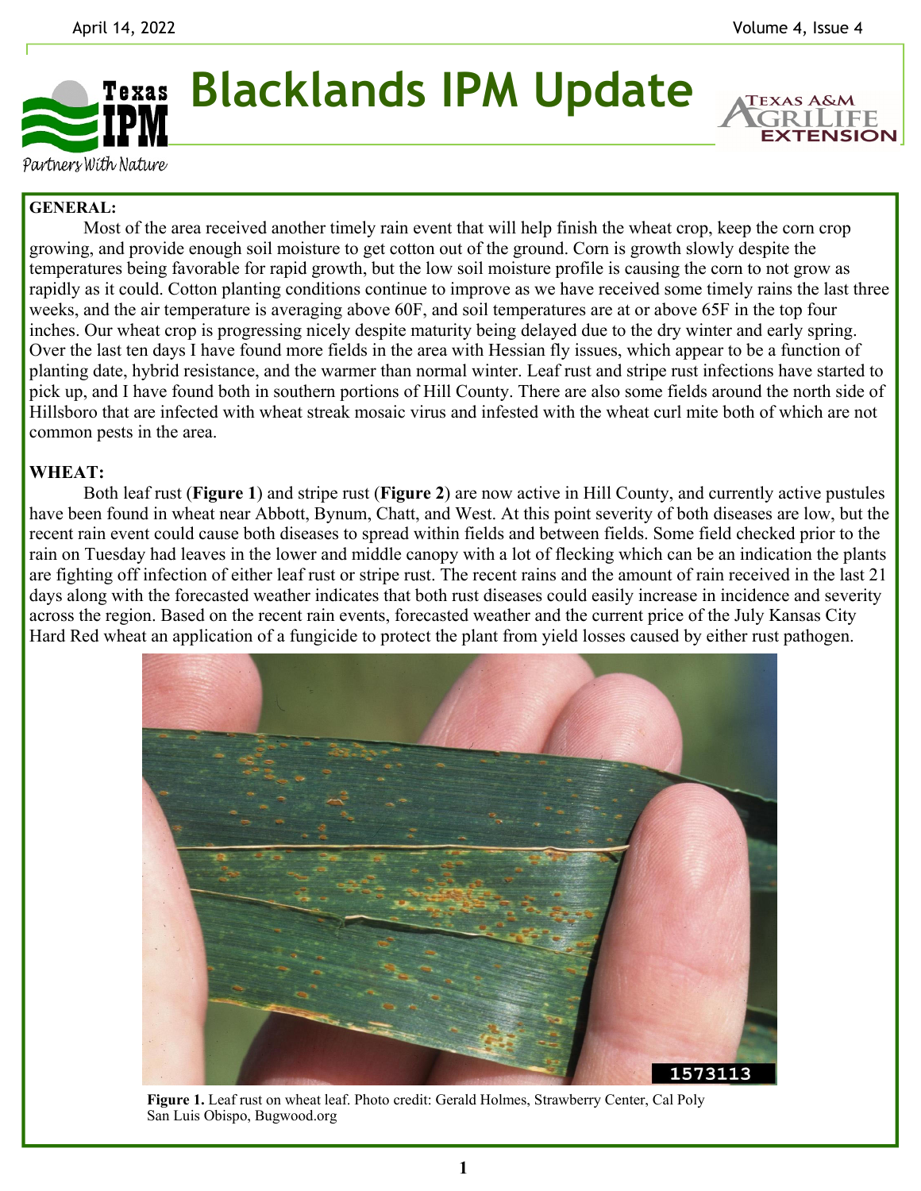# Blacklands IPM Update

Texas IPM — Partners With Nature

Texas A&M AgriLife Extension

**GENERAL:**

Most of the area received another timely rain event that will help finish the wheat crop, keep the corn crop growing, and provide enough soil moisture to get cotton out of the ground. Corn is growth slowly despite the temperatures being favorable for rapid growth, but the low soil moisture profile is causing the corn to not grow as rapidly as it could. Cotton planting conditions continue to improve as we have received some timely rains the last three weeks, and the air temperature is averaging above 60F, and soil temperatures are at or above 65F in the top four inches. Our wheat crop is progressing nicely despite maturity being delayed due to the dry winter and early spring. Over the last ten days I have found more fields in the area with Hessian fly issues, which appear to be a function of planting date, hybrid resistance, and the warmer than normal winter. Leaf rust and stripe rust infections have started to pick up, and I have found both in southern portions of Hill County. There are also some fields around the north side of Hillsboro that are infected with wheat streak mosaic virus and infested with the wheat curl mite both of which are not common pests in the area.

**WHEAT:**

Both leaf rust (**Figure 1**) and stripe rust (**Figure 2**) are now active in Hill County, and currently active pustules have been found in wheat near Abbott, Bynum, Chatt, and West. At this point severity of both diseases are low, but the recent rain event could cause both diseases to spread within fields and between fields. Some field checked prior to the rain on Tuesday had leaves in the lower and middle canopy with a lot of flecking which can be an indication the plants are fighting off infection of either leaf rust or stripe rust. The recent rains and the amount of rain received in the last 21 days along with the forecasted weather indicates that both rust diseases could easily increase in incidence and severity across the region. Based on the recent rain events, forecasted weather and the current price of the July Kansas City Hard Red wheat an application of a fungicide to protect the plant from yield losses caused by either rust pathogen.

**Figure 1.** Leaf rust on wheat leaf. Photo credit: Gerald Holmes, Strawberry Center, Cal Poly San Luis Obispo, Bugwood.org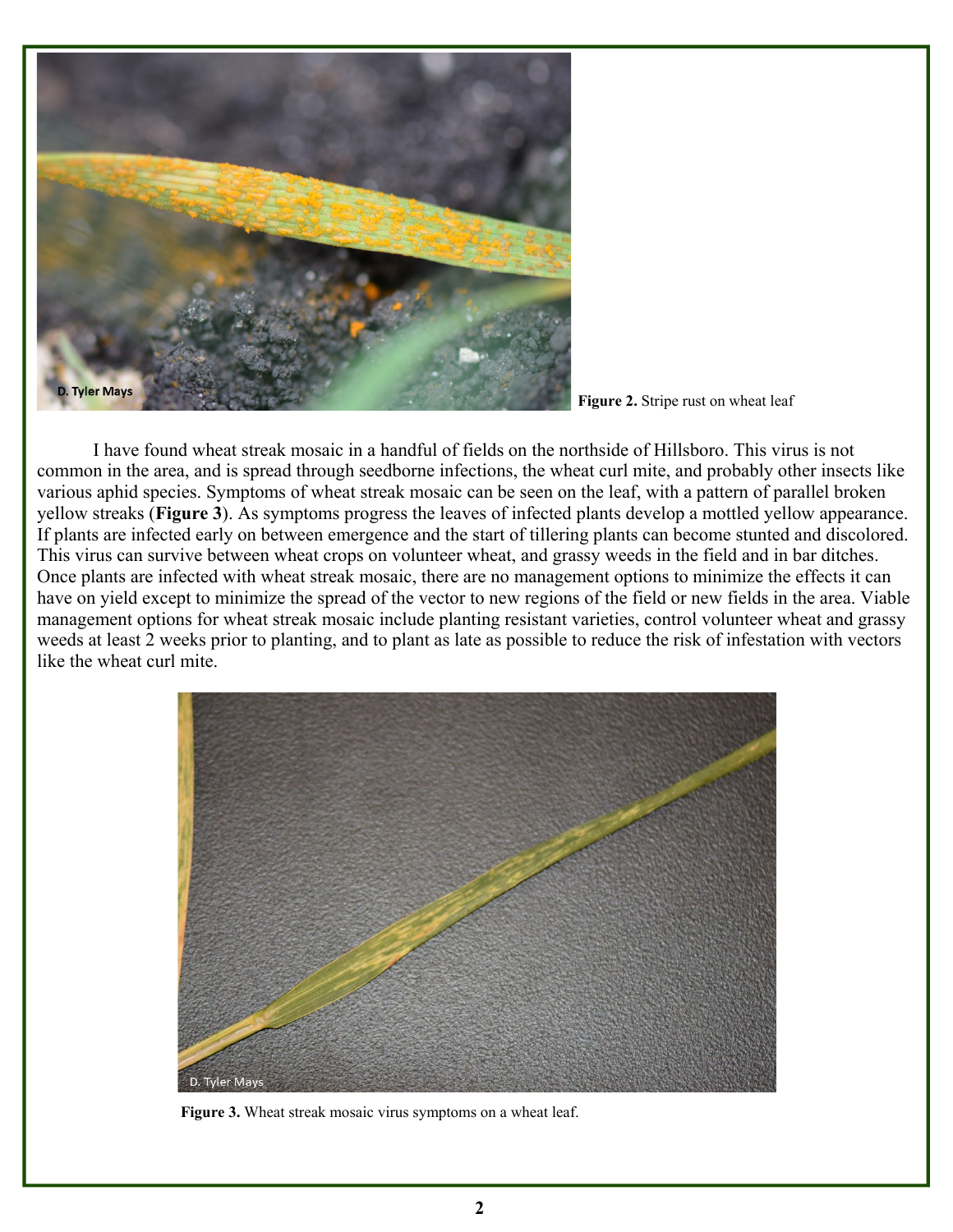**Figure 2.** Stripe rust on wheat leaf

I have found wheat streak mosaic in a handful of fields on the northside of Hillsboro. This virus is not common in the area, and is spread through seedborne infections, the wheat curl mite, and probably other insects like various aphid species. Symptoms of wheat streak mosaic can be seen on the leaf, with a pattern of parallel broken yellow streaks (**Figure 3**). As symptoms progress the leaves of infected plants develop a mottled yellow appearance. If plants are infected early on between emergence and the start of tillering plants can become stunted and discolored. This virus can survive between wheat crops on volunteer wheat, and grassy weeds in the field and in bar ditches. Once plants are infected with wheat streak mosaic, there are no management options to minimize the effects it can have on yield except to minimize the spread of the vector to new regions of the field or new fields in the area. Viable management options for wheat streak mosaic include planting resistant varieties, control volunteer wheat and grassy weeds at least 2 weeks prior to planting, and to plant as late as possible to reduce the risk of infestation with vectors like the wheat curl mite.

**Figure 3.** Wheat streak mosaic virus symptoms on a wheat leaf.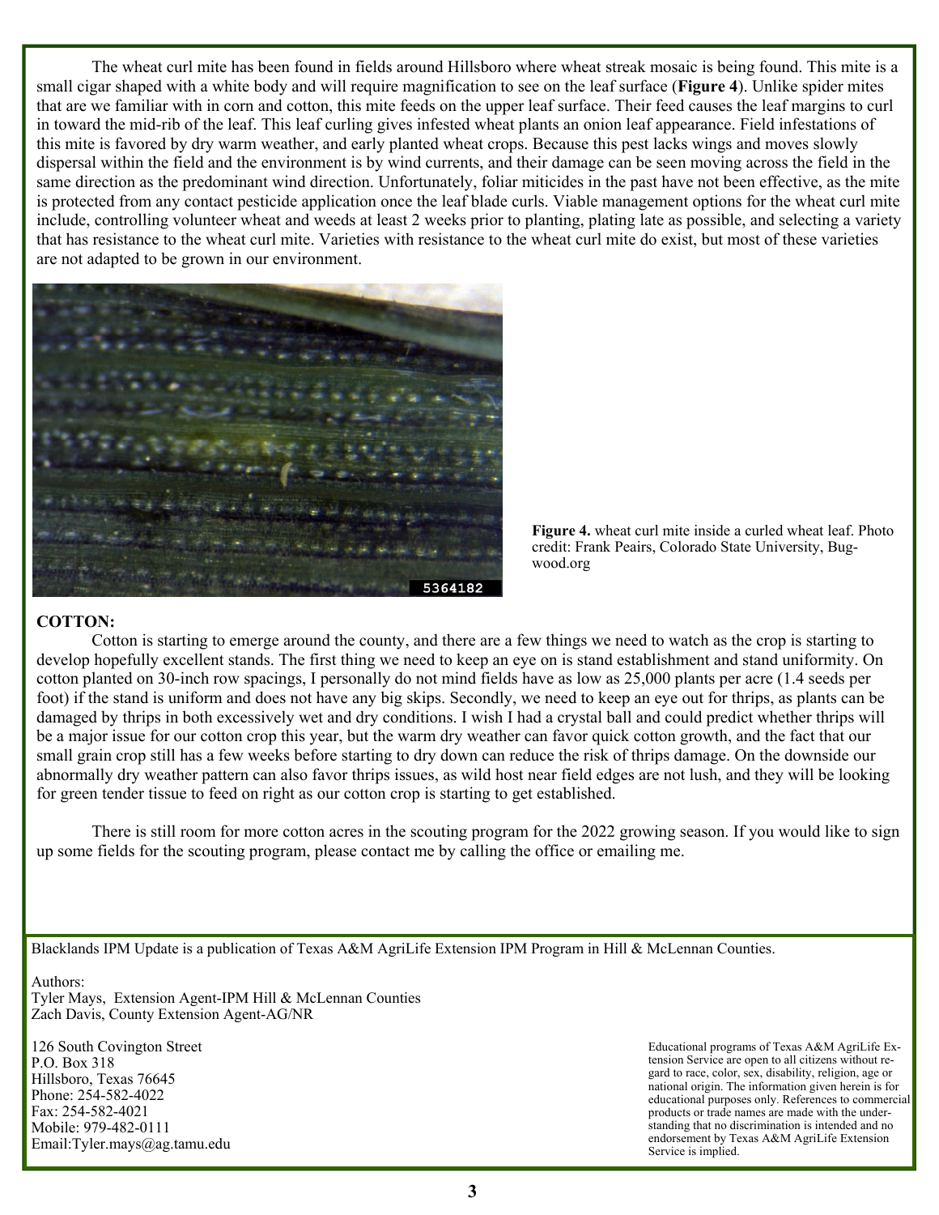The wheat curl mite has been found in fields around Hillsboro where wheat streak mosaic is being found. This mite is a small cigar shaped with a white body and will require magnification to see on the leaf surface (**Figure 4**). Unlike spider mites that are we familiar with in corn and cotton, this mite feeds on the upper leaf surface. Their feed causes the leaf margins to curl in toward the mid-rib of the leaf. This leaf curling gives infested wheat plants an onion leaf appearance. Field infestations of this mite is favored by dry warm weather, and early planted wheat crops. Because this pest lacks wings and moves slowly dispersal within the field and the environment is by wind currents, and their damage can be seen moving across the field in the same direction as the predominant wind direction. Unfortunately, foliar miticides in the past have not been effective, as the mite is protected from any contact pesticide application once the leaf blade curls. Viable management options for the wheat curl mite include, controlling volunteer wheat and weeds at least 2 weeks prior to planting, plating late as possible, and selecting a variety that has resistance to the wheat curl mite. Varieties with resistance to the wheat curl mite do exist, but most of these varieties are not adapted to be grown in our environment.

**Figure 4.** wheat curl mite inside a curled wheat leaf. Photo credit: Frank Peairs, Colorado State University, Bugwood.org

**COTTON:**

Cotton is starting to emerge around the county, and there are a few things we need to watch as the crop is starting to develop hopefully excellent stands. The first thing we need to keep an eye on is stand establishment and stand uniformity. On cotton planted on 30-inch row spacings, I personally do not mind fields have as low as 25,000 plants per acre (1.4 seeds per foot) if the stand is uniform and does not have any big skips. Secondly, we need to keep an eye out for thrips, as plants can be damaged by thrips in both excessively wet and dry conditions. I wish I had a crystal ball and could predict whether thrips will be a major issue for our cotton crop this year, but the warm dry weather can favor quick cotton growth, and the fact that our small grain crop still has a few weeks before starting to dry down can reduce the risk of thrips damage. On the downside our abnormally dry weather pattern can also favor thrips issues, as wild host near field edges are not lush, and they will be looking for green tender tissue to feed on right as our cotton crop is starting to get established.

There is still room for more cotton acres in the scouting program for the 2022 growing season. If you would like to sign up some fields for the scouting program, please contact me by calling the office or emailing me.

Blacklands IPM Update is a publication of Texas A&M AgriLife Extension IPM Program in Hill & McLennan Counties.

Authors:
Tyler Mays, Extension Agent-IPM Hill & McLennan Counties
Zach Davis, County Extension Agent-AG/NR

126 South Covington Street
P.O. Box 318
Hillsboro, Texas 76645
Phone: 254-582-4022
Fax: 254-582-4021
Mobile: 979-482-0111
Email:Tyler.mays@ag.tamu.edu

Educational programs of Texas A&M AgriLife Extension Service are open to all citizens without regard to race, color, sex, disability, religion, age or national origin. The information given herein is for educational purposes only. References to commercial products or trade names are made with the understanding that no discrimination is intended and no endorsement by Texas A&M AgriLife Extension Service is implied.